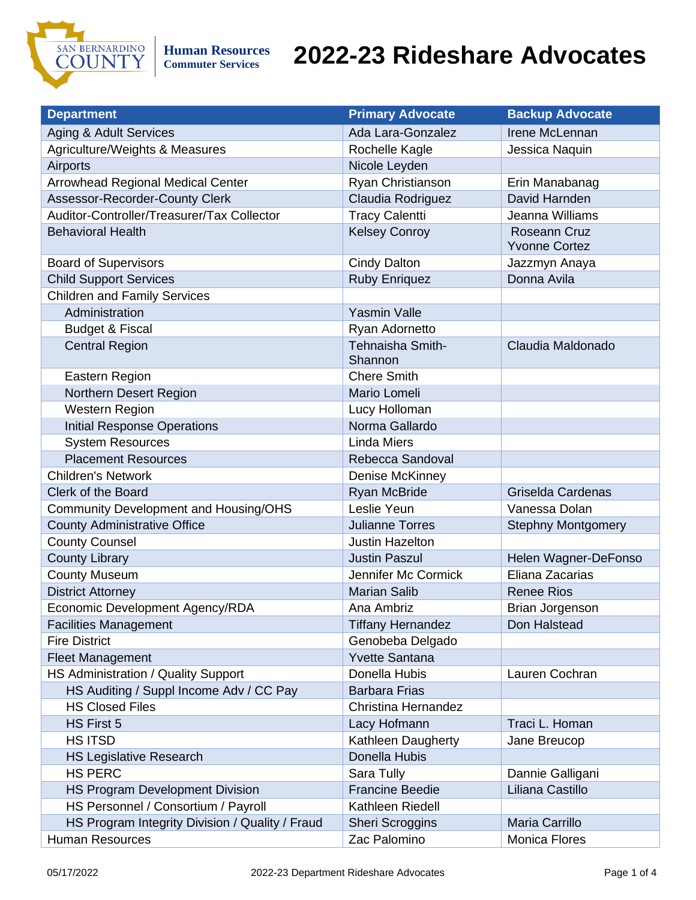San Bernardino County
**Human Resources**
**Commuter Services**

# 2022-23 Rideshare Advocates

| Department | Primary Advocate | Backup Advocate |
|---|---|---|
| Aging & Adult Services | Ada Lara-Gonzalez | Irene McLennan |
| Agriculture/Weights & Measures | Rochelle Kagle | Jessica Naquin |
| Airports | Nicole Leyden | |
| Arrowhead Regional Medical Center | Ryan Christianson | Erin Manabanag |
| Assessor-Recorder-County Clerk | Claudia Rodriguez | David Harnden |
| Auditor-Controller/Treasurer/Tax Collector | Tracy Calentti | Jeanna Williams |
| Behavioral Health | Kelsey Conroy | Roseann Cruz<br>Yvonne Cortez |
| Board of Supervisors | Cindy Dalton | Jazzmyn Anaya |
| Child Support Services | Ruby Enriquez | Donna Avila |
| Children and Family Services | | |
| Administration | Yasmin Valle | |
| Budget & Fiscal | Ryan Adornetto | |
| Central Region | Tehnaisha Smith-Shannon | Claudia Maldonado |
| Eastern Region | Chere Smith | |
| Northern Desert Region | Mario Lomeli | |
| Western Region | Lucy Holloman | |
| Initial Response Operations | Norma Gallardo | |
| System Resources | Linda Miers | |
| Placement Resources | Rebecca Sandoval | |
| Children's Network | Denise McKinney | |
| Clerk of the Board | Ryan McBride | Griselda Cardenas |
| Community Development and Housing/OHS | Leslie Yeun | Vanessa Dolan |
| County Administrative Office | Julianne Torres | Stephny Montgomery |
| County Counsel | Justin Hazelton | |
| County Library | Justin Paszul | Helen Wagner-DeFonso |
| County Museum | Jennifer Mc Cormick | Eliana Zacarias |
| District Attorney | Marian Salib | Renee Rios |
| Economic Development Agency/RDA | Ana Ambriz | Brian Jorgenson |
| Facilities Management | Tiffany Hernandez | Don Halstead |
| Fire District | Genobeba Delgado | |
| Fleet Management | Yvette Santana | |
| HS Administration / Quality Support | Donella Hubis | Lauren Cochran |
| HS Auditing / Suppl Income Adv / CC Pay | Barbara Frias | |
| HS Closed Files | Christina Hernandez | |
| HS First 5 | Lacy Hofmann | Traci L. Homan |
| HS ITSD | Kathleen Daugherty | Jane Breucop |
| HS Legislative Research | Donella Hubis | |
| HS PERC | Sara Tully | Dannie Galligani |
| HS Program Development Division | Francine Beedie | Liliana Castillo |
| HS Personnel / Consortium / Payroll | Kathleen Riedell | |
| HS Program Integrity Division / Quality / Fraud | Sheri Scroggins | Maria Carrillo |
| Human Resources | Zac Palomino | Monica Flores |

05/17/2022 2022-23 Department Rideshare Advocates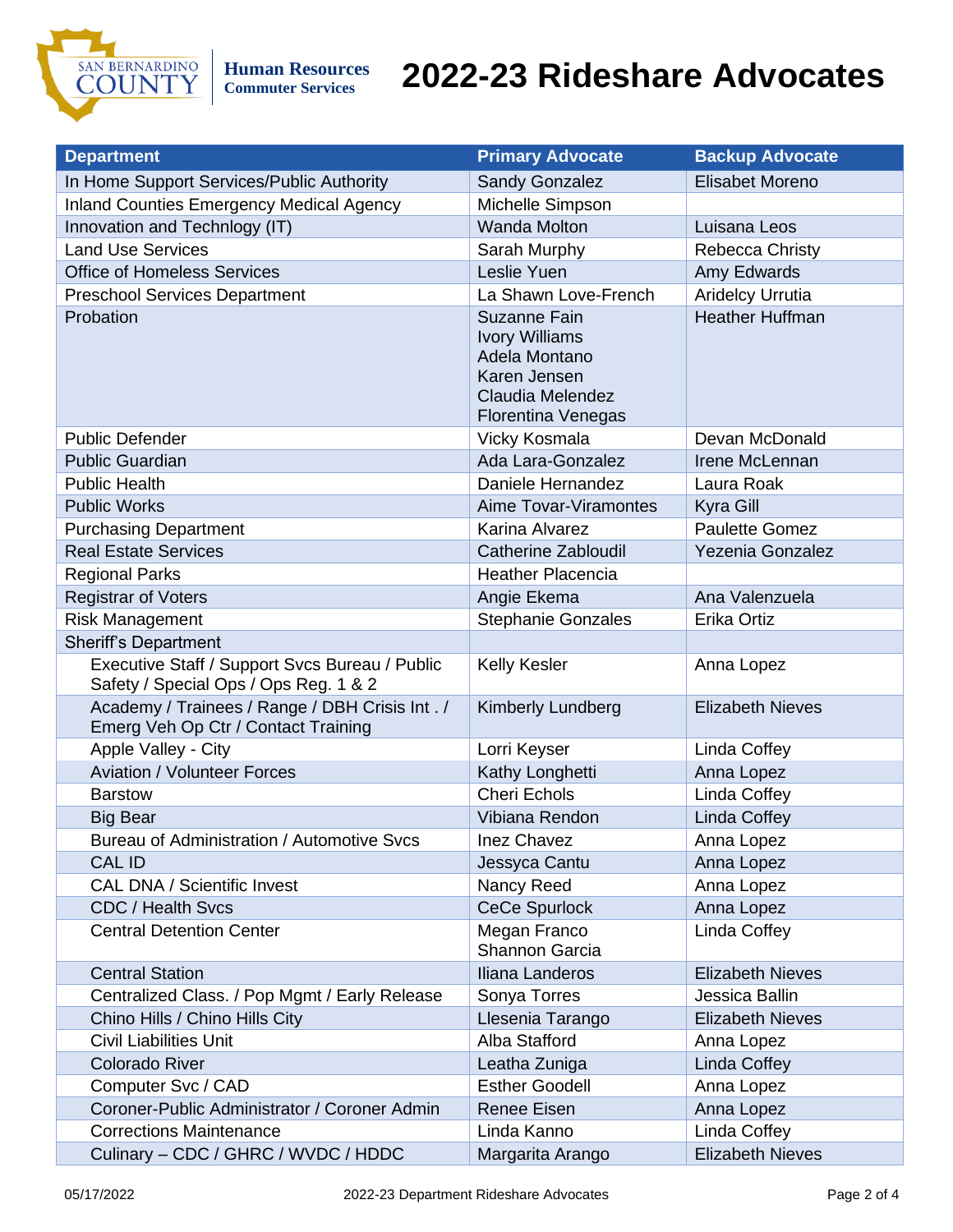# 2022-23 Rideshare Advocates

San Bernardino County — Human Resources, Commuter Services

| Department | Primary Advocate | Backup Advocate |
| --- | --- | --- |
| In Home Support Services/Public Authority | Sandy Gonzalez | Elisabet Moreno |
| Inland Counties Emergency Medical Agency | Michelle Simpson | |
| Innovation and Technlogy (IT) | Wanda Molton | Luisana Leos |
| Land Use Services | Sarah Murphy | Rebecca Christy |
| Office of Homeless Services | Leslie Yuen | Amy Edwards |
| Preschool Services Department | La Shawn Love-French | Aridelcy Urrutia |
| Probation | Suzanne Fain<br>Ivory Williams<br>Adela Montano<br>Karen Jensen<br>Claudia Melendez<br>Florentina Venegas | Heather Huffman |
| Public Defender | Vicky Kosmala | Devan McDonald |
| Public Guardian | Ada Lara-Gonzalez | Irene McLennan |
| Public Health | Daniele Hernandez | Laura Roak |
| Public Works | Aime Tovar-Viramontes | Kyra Gill |
| Purchasing Department | Karina Alvarez | Paulette Gomez |
| Real Estate Services | Catherine Zabloudil | Yezenia Gonzalez |
| Regional Parks | Heather Placencia | |
| Registrar of Voters | Angie Ekema | Ana Valenzuela |
| Risk Management | Stephanie Gonzales | Erika Ortiz |
| Sheriff's Department | | |
| Executive Staff / Support Svcs Bureau / Public Safety / Special Ops / Ops Reg. 1 & 2 | Kelly Kesler | Anna Lopez |
| Academy / Trainees / Range / DBH Crisis Int . / Emerg Veh Op Ctr / Contact Training | Kimberly Lundberg | Elizabeth Nieves |
| Apple Valley - City | Lorri Keyser | Linda Coffey |
| Aviation / Volunteer Forces | Kathy Longhetti | Anna Lopez |
| Barstow | Cheri Echols | Linda Coffey |
| Big Bear | Vibiana Rendon | Linda Coffey |
| Bureau of Administration / Automotive Svcs | Inez Chavez | Anna Lopez |
| CAL ID | Jessyca Cantu | Anna Lopez |
| CAL DNA / Scientific Invest | Nancy Reed | Anna Lopez |
| CDC / Health Svcs | CeCe Spurlock | Anna Lopez |
| Central Detention Center | Megan Franco<br>Shannon Garcia | Linda Coffey |
| Central Station | Iliana Landeros | Elizabeth Nieves |
| Centralized Class. / Pop Mgmt / Early Release | Sonya Torres | Jessica Ballin |
| Chino Hills / Chino Hills City | Llesenia Tarango | Elizabeth Nieves |
| Civil Liabilities Unit | Alba Stafford | Anna Lopez |
| Colorado River | Leatha Zuniga | Linda Coffey |
| Computer Svc / CAD | Esther Goodell | Anna Lopez |
| Coroner-Public Administrator / Coroner Admin | Renee Eisen | Anna Lopez |
| Corrections Maintenance | Linda Kanno | Linda Coffey |
| Culinary – CDC / GHRC / WVDC / HDDC | Margarita Arango | Elizabeth Nieves |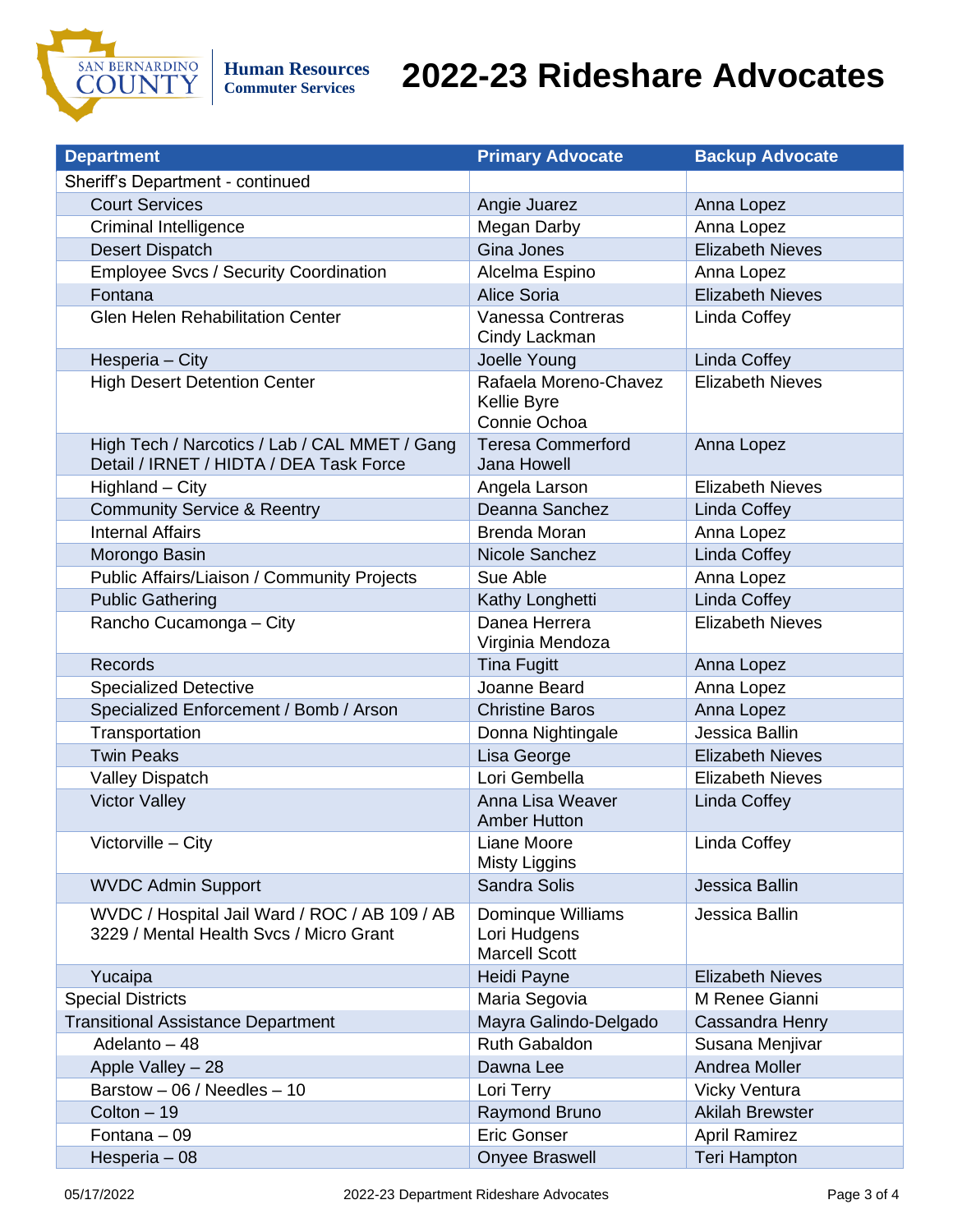Human Resources
Commuter Services

# 2022-23 Rideshare Advocates

| Department | Primary Advocate | Backup Advocate |
|---|---|---|
| Sheriff's Department - continued | | |
| Court Services | Angie Juarez | Anna Lopez |
| Criminal Intelligence | Megan Darby | Anna Lopez |
| Desert Dispatch | Gina Jones | Elizabeth Nieves |
| Employee Svcs / Security Coordination | Alcelma Espino | Anna Lopez |
| Fontana | Alice Soria | Elizabeth Nieves |
| Glen Helen Rehabilitation Center | Vanessa Contreras<br>Cindy Lackman | Linda Coffey |
| Hesperia – City | Joelle Young | Linda Coffey |
| High Desert Detention Center | Rafaela Moreno-Chavez<br>Kellie Byre<br>Connie Ochoa | Elizabeth Nieves |
| High Tech / Narcotics / Lab / CAL MMET / Gang Detail / IRNET / HIDTA / DEA Task Force | Teresa Commerford<br>Jana Howell | Anna Lopez |
| Highland – City | Angela Larson | Elizabeth Nieves |
| Community Service & Reentry | Deanna Sanchez | Linda Coffey |
| Internal Affairs | Brenda Moran | Anna Lopez |
| Morongo Basin | Nicole Sanchez | Linda Coffey |
| Public Affairs/Liaison / Community Projects | Sue Able | Anna Lopez |
| Public Gathering | Kathy Longhetti | Linda Coffey |
| Rancho Cucamonga – City | Danea Herrera<br>Virginia Mendoza | Elizabeth Nieves |
| Records | Tina Fugitt | Anna Lopez |
| Specialized Detective | Joanne Beard | Anna Lopez |
| Specialized Enforcement / Bomb / Arson | Christine Baros | Anna Lopez |
| Transportation | Donna Nightingale | Jessica Ballin |
| Twin Peaks | Lisa George | Elizabeth Nieves |
| Valley Dispatch | Lori Gembella | Elizabeth Nieves |
| Victor Valley | Anna Lisa Weaver<br>Amber Hutton | Linda Coffey |
| Victorville – City | Liane Moore<br>Misty Liggins | Linda Coffey |
| WVDC Admin Support | Sandra Solis | Jessica Ballin |
| WVDC / Hospital Jail Ward / ROC / AB 109 / AB 3229 / Mental Health Svcs / Micro Grant | Dominque Williams<br>Lori Hudgens<br>Marcell Scott | Jessica Ballin |
| Yucaipa | Heidi Payne | Elizabeth Nieves |
| Special Districts | Maria Segovia | M Renee Gianni |
| Transitional Assistance Department | Mayra Galindo-Delgado | Cassandra Henry |
| Adelanto – 48 | Ruth Gabaldon | Susana Menjivar |
| Apple Valley – 28 | Dawna Lee | Andrea Moller |
| Barstow – 06 / Needles – 10 | Lori Terry | Vicky Ventura |
| Colton – 19 | Raymond Bruno | Akilah Brewster |
| Fontana – 09 | Eric Gonser | April Ramirez |
| Hesperia – 08 | Onyee Braswell | Teri Hampton |

05/17/2022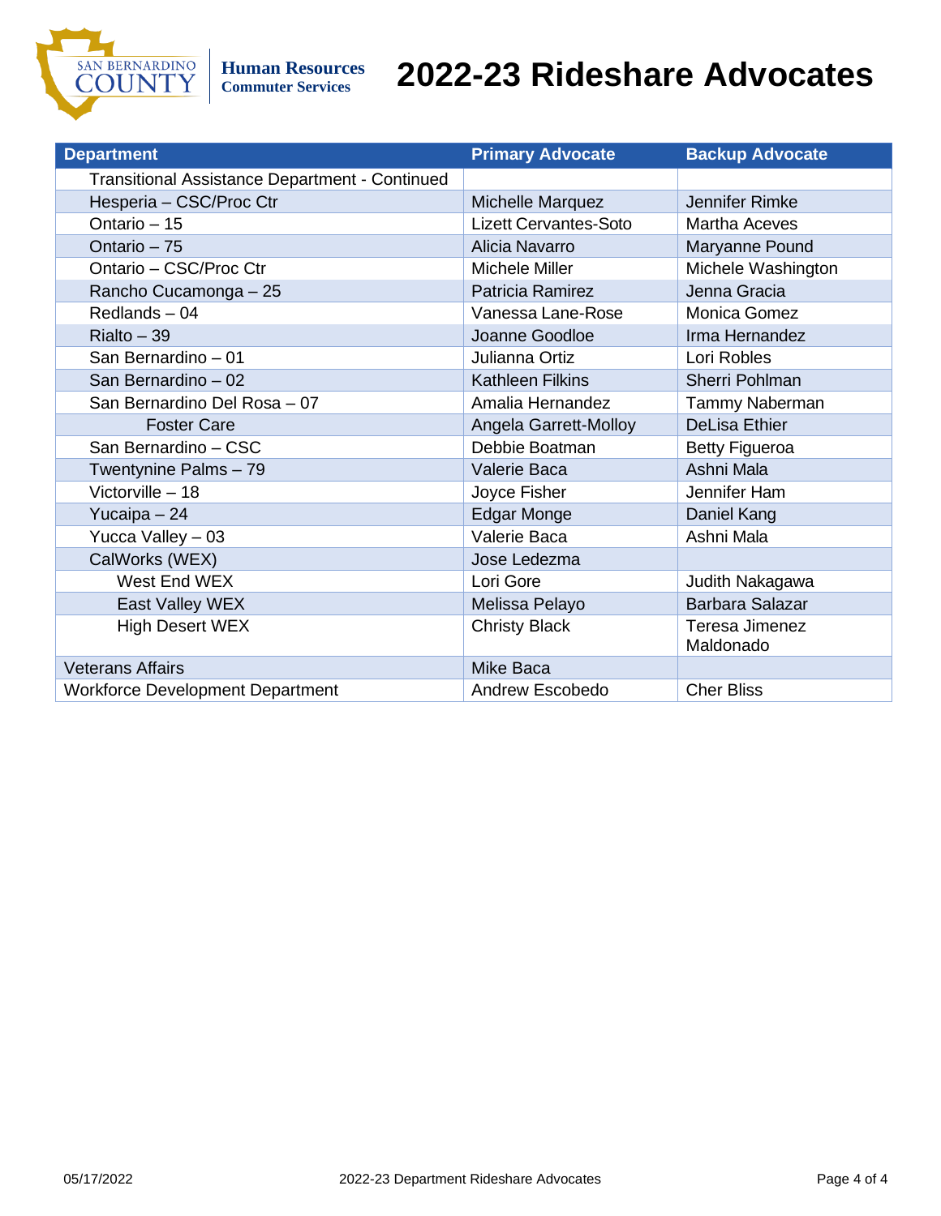Human Resources
Commuter Services

# 2022-23 Rideshare Advocates

| Department | Primary Advocate | Backup Advocate |
|---|---|---|
| Transitional Assistance Department - Continued | | |
| Hesperia – CSC/Proc Ctr | Michelle Marquez | Jennifer Rimke |
| Ontario – 15 | Lizett Cervantes-Soto | Martha Aceves |
| Ontario – 75 | Alicia Navarro | Maryanne Pound |
| Ontario – CSC/Proc Ctr | Michele Miller | Michele Washington |
| Rancho Cucamonga – 25 | Patricia Ramirez | Jenna Gracia |
| Redlands – 04 | Vanessa Lane-Rose | Monica Gomez |
| Rialto – 39 | Joanne Goodloe | Irma Hernandez |
| San Bernardino – 01 | Julianna Ortiz | Lori Robles |
| San Bernardino – 02 | Kathleen Filkins | Sherri Pohlman |
| San Bernardino Del Rosa – 07 | Amalia Hernandez | Tammy Naberman |
| Foster Care | Angela Garrett-Molloy | DeLisa Ethier |
| San Bernardino – CSC | Debbie Boatman | Betty Figueroa |
| Twentynine Palms – 79 | Valerie Baca | Ashni Mala |
| Victorville – 18 | Joyce Fisher | Jennifer Ham |
| Yucaipa – 24 | Edgar Monge | Daniel Kang |
| Yucca Valley – 03 | Valerie Baca | Ashni Mala |
| CalWorks (WEX) | Jose Ledezma | |
| West End WEX | Lori Gore | Judith Nakagawa |
| East Valley WEX | Melissa Pelayo | Barbara Salazar |
| High Desert WEX | Christy Black | Teresa Jimenez Maldonado |
| Veterans Affairs | Mike Baca | |
| Workforce Development Department | Andrew Escobedo | Cher Bliss |

05/17/2022 2022-23 Department Rideshare Advocates